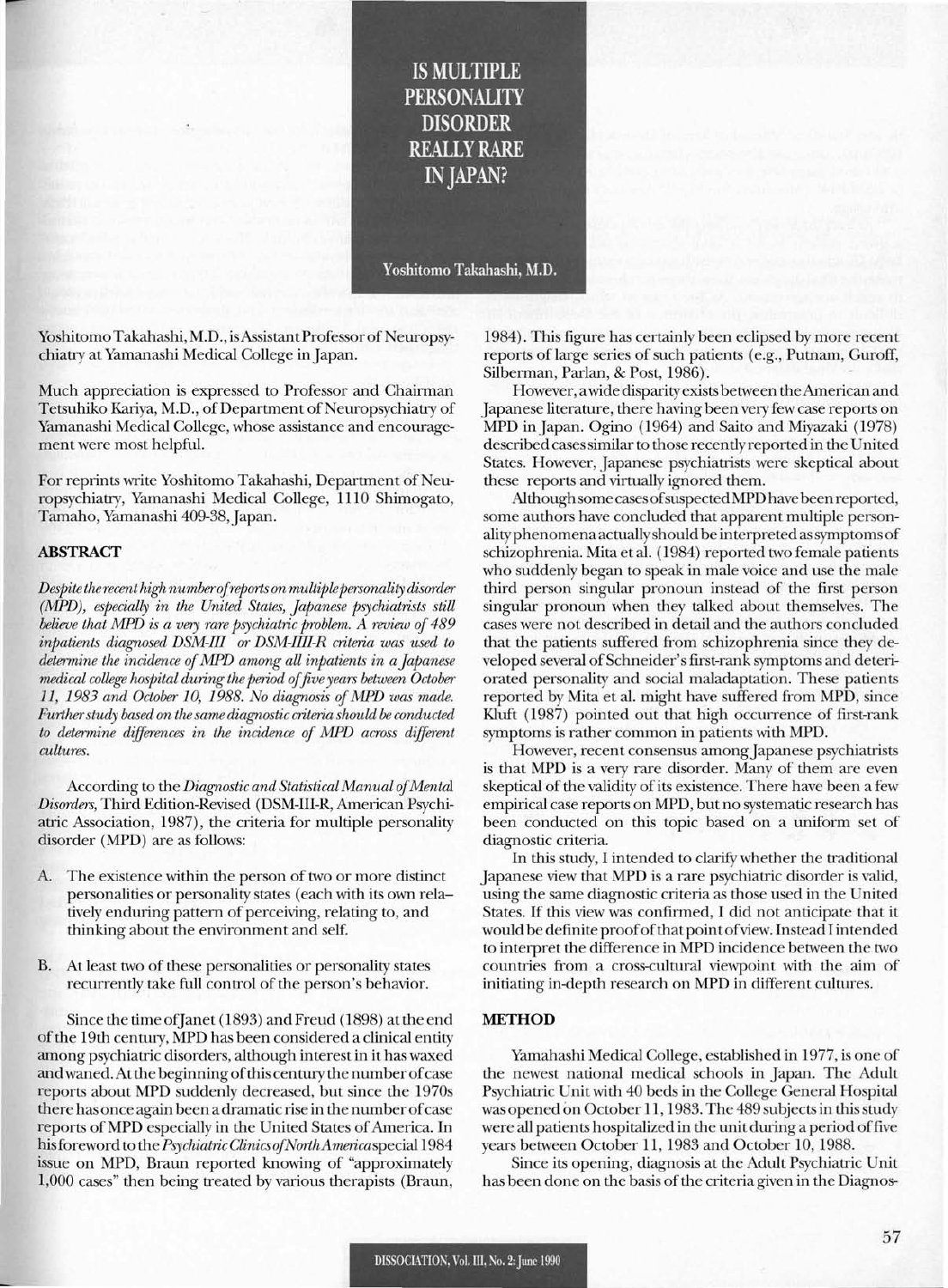# IS MULTIPLE PERSONALITY DISORDER REALLY RARE IN JAPAN?

Yoshitomo Takahashi, M.D.

Yoshitomo Takahashi, M.D., is Assistant Professor of Neuropsychiatry at Yamanashi Medical College in Japan.

Much appreciation is expressed to Professor and Chairman Tetsuhiko Kariya, M.D., of Department of Neuropsychiatry of Yamanashi Medical College, whose assistance and encouragement were most helpful.

For reprints write Yoshitomo Takahashi, Department of Neuropsychiatry, Yamanashi Medical College, 1110 Shimogato, Tamaho, Yamanashi 409-38, Japan.

## ABSTRACT

*Despite the recent high number of reports on multiple personality disorder (MPD), especially in the United States, Japanese psychiatrists still believe that MPD is a very rare psychiatric problem. A review of 489 inpatients diagnosed DSM-III or DSM-III-R criteria was used to determine the incidence of MPD among all inpatients in a Japanese medical college hospital during the period of five years between October 11, 1983 and October 10, 1988. No diagnosis of MPD was made. Further study based on the same diagnostic criteria should be conducted to determine differences in the incidence of MPD across different cultures.*

According to the *Diagnostic and Statistical Manual of Mental Disorders*, Third Edition-Revised (DSM-III-R, American Psychiatric Association, 1987), the criteria for multiple personality disorder (MPD) are as follows:

A. The existence within the person of two or more distinct personalities or personality states (each with its own relatively enduring pattern of perceiving, relating to, and thinking about the environment and self.

B. At least two of these personalities or personality states recurrently take full control of the person's behavior.

Since the time of Janet (1893) and Freud (1898) at the end of the 19th century, MPD has been considered a clinical entity among psychiatric disorders, although interest in it has waxed and waned. At the beginning of this century the number of case reports about MPD suddenly decreased, but since the 1970s there has once again been a dramatic rise in the number of case reports of MPD especially in the United States of America. In his foreword to the *Psychiatric Clinics of North America* special 1984 issue on MPD, Braun reported knowing of "approximately 1,000 cases" then being treated by various therapists (Braun, 1984). This figure has certainly been eclipsed by more recent reports of large series of such patients (e.g., Putnam, Guroff, Silberman, Parlan, & Post, 1986).

However, a wide disparity exists between the American and Japanese literature, there having been very few case reports on MPD in Japan. Ogino (1964) and Saito and Miyazaki (1978) described cases similar to those recently reported in the United States. However, Japanese psychiatrists were skeptical about these reports and virtually ignored them.

Although some cases of suspected MPD have been reported, some authors have concluded that apparent multiple personality phenomena actually should be interpreted as symptoms of schizophrenia. Mita et al. (1984) reported two female patients who suddenly began to speak in male voice and use the male third person singular pronoun instead of the first person singular pronoun when they talked about themselves. The cases were not described in detail and the authors concluded that the patients suffered from schizophrenia since they developed several of Schneider's first-rank symptoms and deteriorated personality and social maladaptation. These patients reported by Mita et al. might have suffered from MPD, since Kluft (1987) pointed out that high occurrence of first-rank symptoms is rather common in patients with MPD.

However, recent consensus among Japanese psychiatrists is that MPD is a very rare disorder. Many of them are even skeptical of the validity of its existence. There have been a few empirical case reports on MPD, but no systematic research has been conducted on this topic based on a uniform set of diagnostic criteria.

In this study, I intended to clarify whether the traditional Japanese view that MPD is a rare psychiatric disorder is valid, using the same diagnostic criteria as those used in the United States. If this view was confirmed, I did not anticipate that it would be definite proof of that point of view. Instead I intended to interpret the difference in MPD incidence between the two countries from a cross-cultural viewpoint with the aim of initiating in-depth research on MPD in different cultures.

## METHOD

Yamahashi Medical College, established in 1977, is one of the newest national medical schools in Japan. The Adult Psychiatric Unit with 40 beds in the College General Hospital was opened on October 11, 1983. The 489 subjects in this study were all patients hospitalized in the unit during a period of five years between October 11, 1983 and October 10, 1988.

Since its opening, diagnosis at the Adult Psychiatric Unit has been done on the basis of the criteria given in the Diagnos-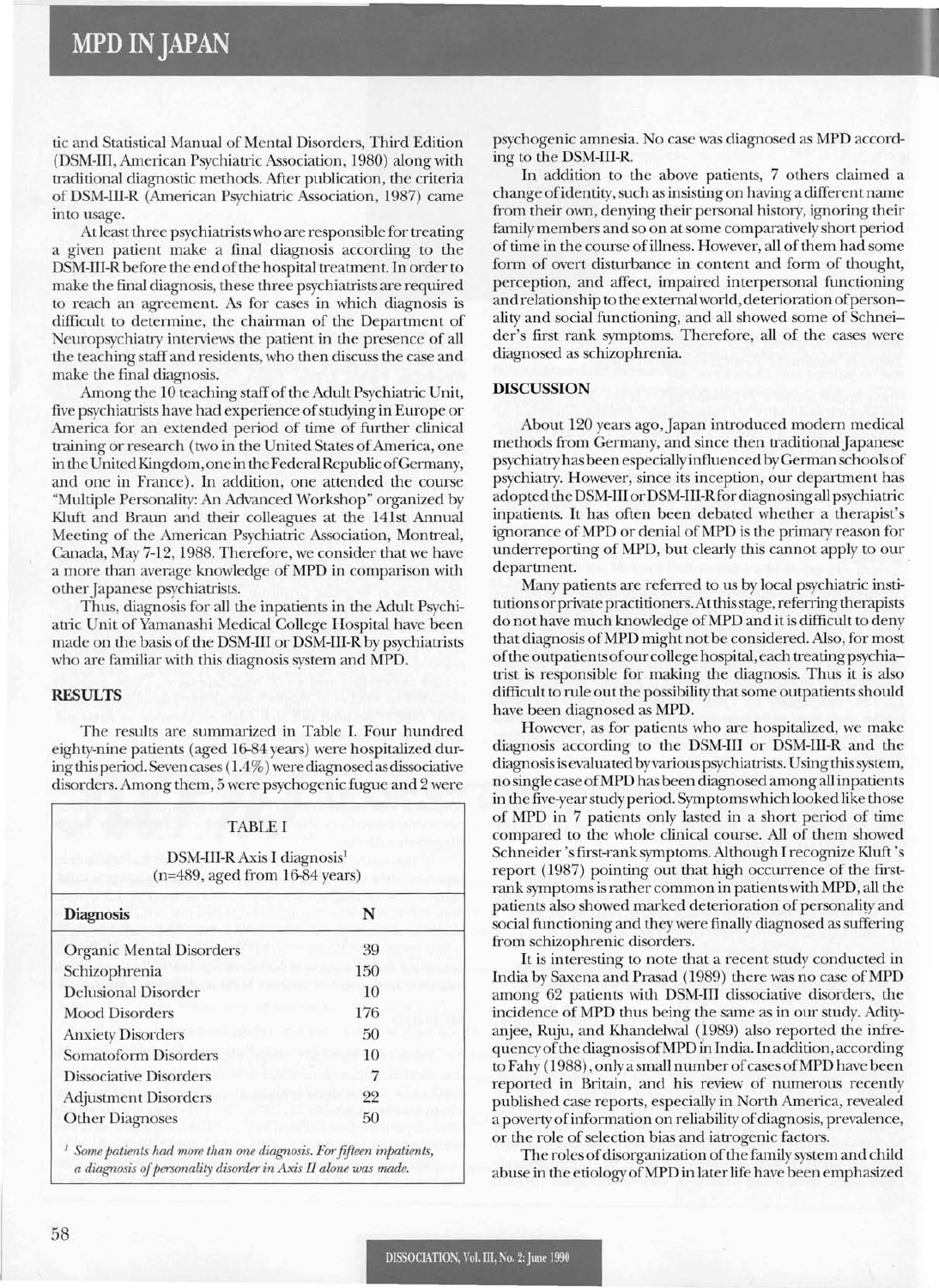tic and Statistical Manual of Mental Disorders, Third Edition (DSM-III, American Psychiatric Association, 1980) along with traditional diagnostic methods. After publication, the criteria of DSM-III-R (American Psychiatric Association, 1987) came into usage.

At least three psychiatrists who are responsible for treating a given patient make a final diagnosis according to the DSM-III-R before the end of the hospital treatment. In order to make the final diagnosis, these three psychiatrists are required to reach an agreement. As for cases in which diagnosis is difficult to determine, the chairman of the Department of Neuropsychiatry interviews the patient in the presence of all the teaching staff and residents, who then discuss the case and make the final diagnosis.

Among the 10 teaching staff of the Adult Psychiatric Unit, five psychiatrists have had experience of studying in Europe or America for an extended period of time of further clinical training or research (two in the United States of America, one in the United Kingdom, one in the Federal Republic of Germany, and one in France). In addition, one attended the course "Multiple Personality: An Advanced Workshop" organized by Kluft and Braun and their colleagues at the 141st Annual Meeting of the American Psychiatric Association, Montreal, Canada, May 7-12, 1988. Therefore, we consider that we have a more than average knowledge of MPD in comparison with other Japanese psychiatrists.

Thus, diagnosis for all the inpatients in the Adult Psychiatric Unit of Yamanashi Medical College Hospital have been made on the basis of the DSM-III or DSM-III-R by psychiatrists who are familiar with this diagnosis system and MPD.

## RESULTS

The results are summarized in Table I. Four hundred eighty-nine patients (aged 16-84 years) were hospitalized during this period. Seven cases (1.4%) were diagnosed as dissociative disorders. Among them, 5 were psychogenic fugue and 2 were psychogenic amnesia. No case was diagnosed as MPD according to the DSM-III-R.

TABLE I

DSM-III-R Axis I diagnosis[1]
(n=489, aged from 16-84 years)

| Diagnosis | N |
|---|---|
| Organic Mental Disorders | 39 |
| Schizophrenia | 150 |
| Delusional Disorder | 10 |
| Mood Disorders | 176 |
| Anxiety Disorders | 50 |
| Somatoform Disorders | 10 |
| Dissociative Disorders | 7 |
| Adjustment Disorders | 22 |
| Other Diagnoses | 50 |

[1] *Some patients had more than one diagnosis. For fifteen inpatients, a diagnosis of personality disorder in Axis II alone was made.*

In addition to the above patients, 7 others claimed a change of identity, such as insisting on having a different name from their own, denying their personal history, ignoring their family members and so on at some comparatively short period of time in the course of illness. However, all of them had some form of overt disturbance in content and form of thought, perception, and affect, impaired interpersonal functioning and relationship to the external world, deterioration of personality and social functioning, and all showed some of Schneider's first rank symptoms. Therefore, all of the cases were diagnosed as schizophrenia.

## DISCUSSION

About 120 years ago, Japan introduced modern medical methods from Germany, and since then traditional Japanese psychiatry has been especially influenced by German schools of psychiatry. However, since its inception, our department has adopted the DSM-III or DSM-III-R for diagnosing all psychiatric inpatients. It has often been debated whether a therapist's ignorance of MPD or denial of MPD is the primary reason for underreporting of MPD, but clearly this cannot apply to our department.

Many patients are referred to us by local psychiatric institutions or private practitioners. At this stage, referring therapists do not have much knowledge of MPD and it is difficult to deny that diagnosis of MPD might not be considered. Also, for most of the outpatients of our college hospital, each treating psychiatrist is responsible for making the diagnosis. Thus it is also difficult to rule out the possibility that some outpatients should have been diagnosed as MPD.

However, as for patients who are hospitalized, we make diagnosis according to the DSM-III or DSM-III-R and the diagnosis is evaluated by various psychiatrists. Using this system, no single case of MPD has been diagnosed among all inpatients in the five-year study period. Symptoms which looked like those of MPD in 7 patients only lasted in a short period of time compared to the whole clinical course. All of them showed Schneider's first-rank symptoms. Although I recognize Kluft's report (1987) pointing out that high occurrence of the first-rank symptoms is rather common in patients with MPD, all the patients also showed marked deterioration of personality and social functioning and they were finally diagnosed as suffering from schizophrenic disorders.

It is interesting to note that a recent study conducted in India by Saxena and Prasad (1989) there was no case of MPD among 62 patients with DSM-III dissociative disorders, the incidence of MPD thus being the same as in our study. Adityanjee, Raju, and Khandelwal (1989) also reported the infrequency of the diagnosis of MPD in India. In addition, according to Fahy (1988), only a small number of cases of MPD have been reported in Britain, and his review of numerous recently published case reports, especially in North America, revealed a poverty of information on reliability of diagnosis, prevalence, or the role of selection bias and iatrogenic factors.

The roles of disorganization of the family system and child abuse in the etiology of MPD in later life have been emphasized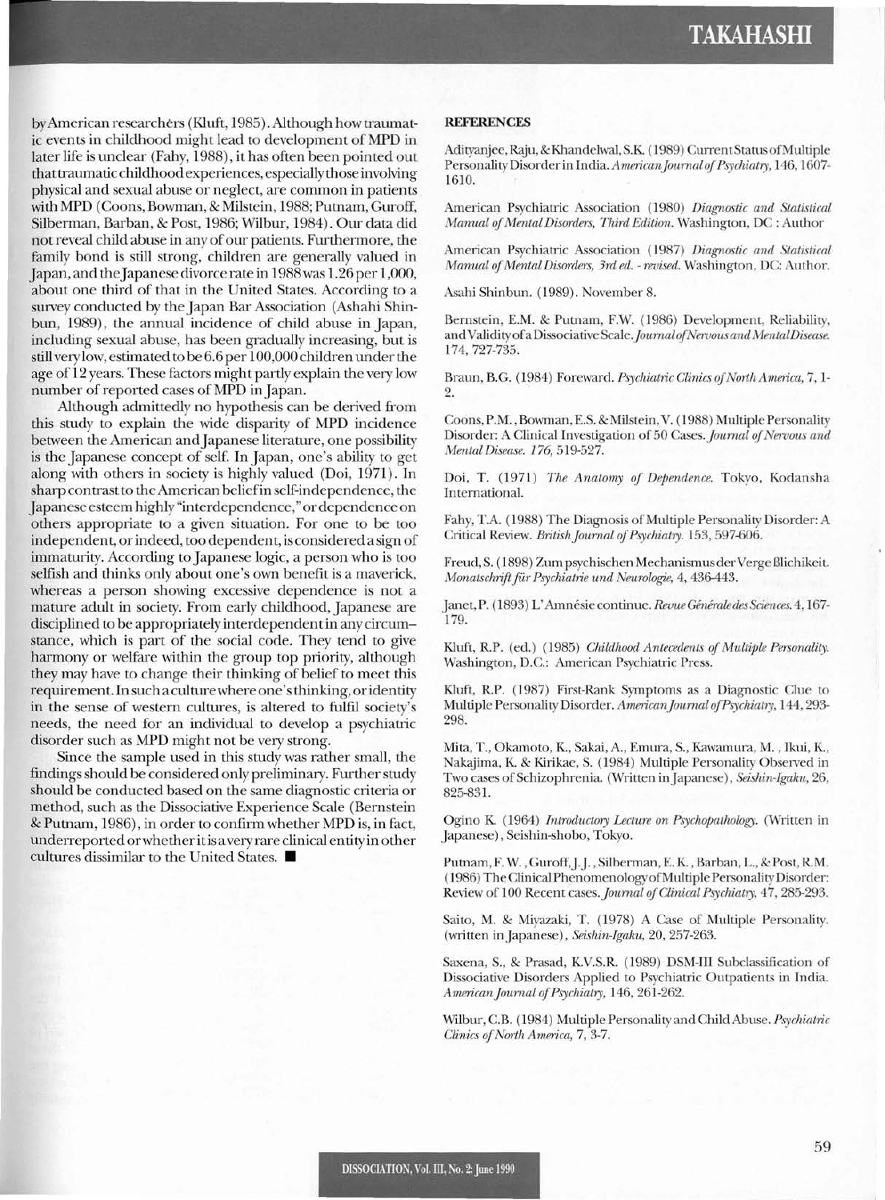by American researchers (Kluft, 1985). Although how traumatic events in childhood might lead to development of MPD in later life is unclear (Fahy, 1988), it has often been pointed out that traumatic childhood experiences, especially those involving physical and sexual abuse or neglect, are common in patients with MPD (Coons, Bowman, & Milstein, 1988; Putnam, Guroff, Silberman, Barban, & Post, 1986; Wilbur, 1984). Our data did not reveal child abuse in any of our patients. Furthermore, the family bond is still strong, children are generally valued in Japan, and the Japanese divorce rate in 1988 was 1.26 per 1,000, about one third of that in the United States. According to a survey conducted by the Japan Bar Association (Ashahi Shinbun, 1989), the annual incidence of child abuse in Japan, including sexual abuse, has been gradually increasing, but is still very low, estimated to be 6.6 per 100,000 children under the age of 12 years. These factors might partly explain the very low number of reported cases of MPD in Japan.

Although admittedly no hypothesis can be derived from this study to explain the wide disparity of MPD incidence between the American and Japanese literature, one possibility is the Japanese concept of self. In Japan, one's ability to get along with others in society is highly valued (Doi, 1971). In sharp contrast to the American belief in self-independence, the Japanese esteem highly "interdependence," or dependence on others appropriate to a given situation. For one to be too independent, or indeed, too dependent, is considered a sign of immaturity. According to Japanese logic, a person who is too selfish and thinks only about one's own benefit is a maverick, whereas a person showing excessive dependence is not a mature adult in society. From early childhood, Japanese are disciplined to be appropriately interdependent in any circumstance, which is part of the social code. They tend to give harmony or welfare within the group top priority, although they may have to change their thinking of belief to meet this requirement. In such a culture where one's thinking, or identity in the sense of western cultures, is altered to fulfil society's needs, the need for an individual to develop a psychiatric disorder such as MPD might not be very strong.

Since the sample used in this study was rather small, the findings should be considered only preliminary. Further study should be conducted based on the same diagnostic criteria or method, such as the Dissociative Experience Scale (Bernstein & Putnam, 1986), in order to confirm whether MPD is, in fact, underreported or whether it is a very rare clinical entity in other cultures dissimilar to the United States. ■

## REFERENCES

Adityanjee, Raju, & Khandelwal, S.K. (1989) Current Status of Multiple Personality Disorder in India. *American Journal of Psychiatry*, 146, 1607-1610.

American Psychiatric Association (1980) *Diagnostic and Statistical Manual of Mental Disorders, Third Edition.* Washington, DC : Author

American Psychiatric Association (1987) *Diagnostic and Statistical Manual of Mental Disorders, 3rd ed. - revised.* Washington, DC: Author.

Asahi Shinbun. (1989). November 8.

Bernstein, E.M. & Putnam, F.W. (1986) Development, Reliability, and Validity of a Dissociative Scale. *Journal of Nervous and Mental Disease.* 174, 727-735.

Braun, B.G. (1984) Foreward. *Psychiatric Clinics of North America*, 7, 1-2.

Coons, P.M., Bowman, E.S. & Milstein, V. (1988) Multiple Personality Disorder: A Clinical Investigation of 50 Cases. *Journal of Nervous and Mental Disease. 176*, 519-527.

Doi, T. (1971) *The Anatomy of Dependence.* Tokyo, Kodansha International.

Fahy, T.A. (1988) The Diagnosis of Multiple Personality Disorder: A Critical Review. *British Journal of Psychiatry.* 153, 597-606.

Freud, S. (1898) Zum psychischen Mechanismus der Vergeßlichkeit. *Monatschrift für Psychiatrie und Neurologie*, 4, 436-443.

Janet, P. (1893) L'Amnésie continue. *Revue Générale des Sciences.* 4, 167-179.

Kluft, R.P. (ed.) (1985) *Childhood Antecedents of Multiple Personality.* Washington, D.C.: American Psychiatric Press.

Kluft, R.P. (1987) First-Rank Symptoms as a Diagnostic Clue to Multiple Personality Disorder. *American Journal of Psychiatry*, 144, 293-298.

Mita, T., Okamoto, K., Sakai, A., Emura, S., Kawamura, M., Ikui, K., Nakajima, K. & Kirikae, S. (1984) Multiple Personality Observed in Two cases of Schizophrenia. (Written in Japanese), *Seishin-Igaku*, 26, 825-831.

Ogino K. (1964) *Introductory Lecture on Psychopathology.* (Written in Japanese), Seishin-shobo, Tokyo.

Putnam, F.W., Guroff, J.J., Silberman, E.K., Barban, L., & Post, R.M. (1986) The Clinical Phenomenology of Multiple Personality Disorder: Review of 100 Recent cases. *Journal of Clinical Psychiatry*, 47, 285-293.

Saito, M. & Miyazaki, T. (1978) A Case of Multiple Personality. (written in Japanese), *Seishin-Igaku*, 20, 257-263.

Saxena, S., & Prasad, K.V.S.R. (1989) DSM-III Subclassification of Dissociative Disorders Applied to Psychiatric Outpatients in India. *American Journal of Psychiatry*, 146, 261-262.

Wilbur, C.B. (1984) Multiple Personality and Child Abuse. *Psychiatric Clinics of North America*, 7, 3-7.